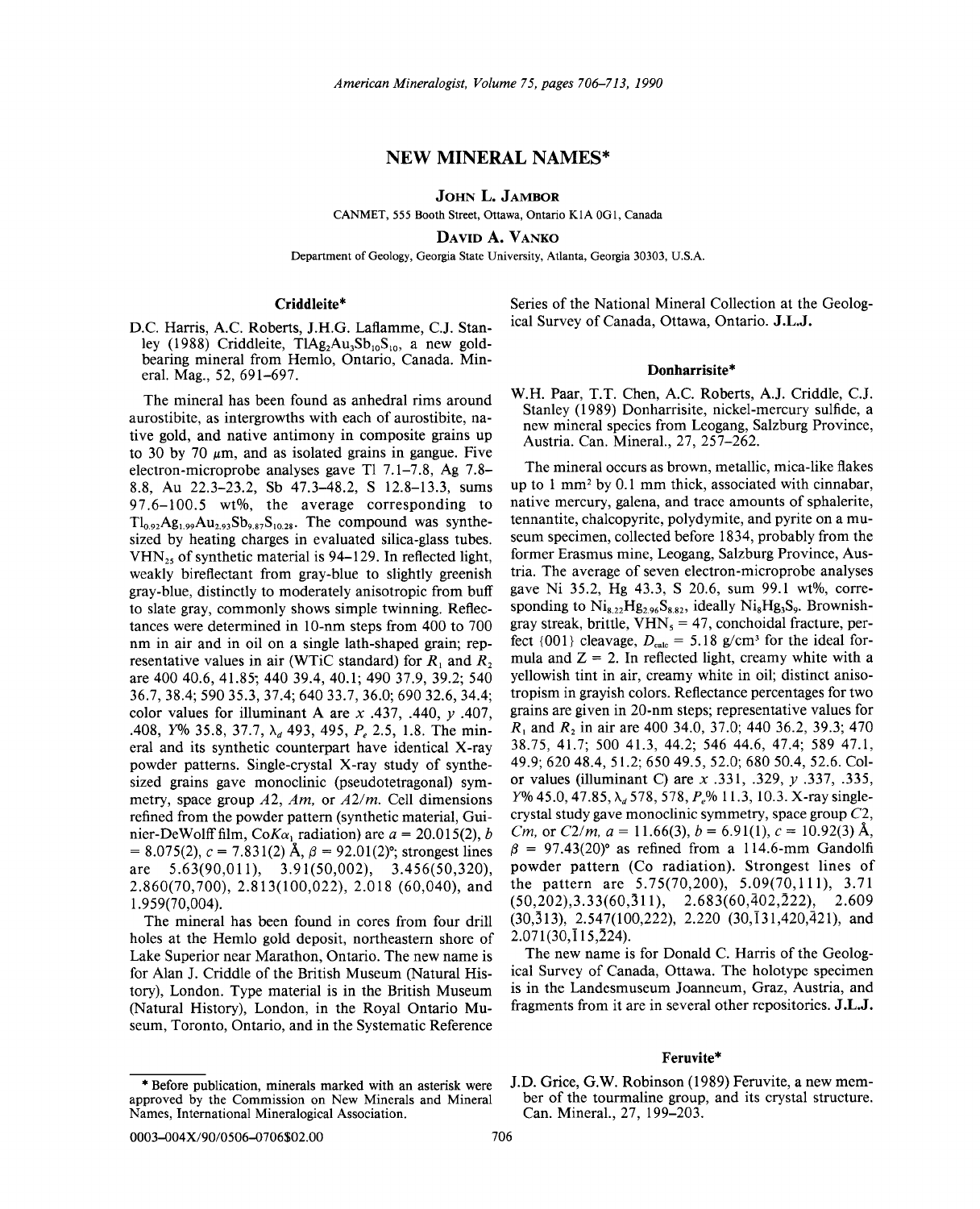# NEW MINERAL NAMES*

**JOHN L. JAMBOR**

CANMET, 555 Booth Street, Ottawa, Ontario K1A 0G1, Canada

**DAVID A. VANKO**

Department of Geology, Georgia State University, Atlanta, Georgia 30303, U.S.A.

## Criddleite*

D.C. Harris, A.C. Roberts, J.H.G. Laflamme, C.J. Stanley (1988) Criddleite, $TlAg_2Au_3Sb_{10}S_{10}$, a new gold-bearing mineral from Hemlo, Ontario, Canada. Mineral. Mag., 52, 691–697.

The mineral has been found as anhedral rims around aurostibite, as intergrowths with each of aurostibite, native gold, and native antimony in composite grains up to 30 by 70 μm, and as isolated grains in gangue. Five electron-microprobe analyses gave Tl 7.1–7.8, Ag 7.8–8.8, Au 22.3–23.2, Sb 47.3–48.2, S 12.8–13.3, sums 97.6–100.5 wt%, the average corresponding to $Tl_{0.92}Ag_{1.99}Au_{2.93}Sb_{9.87}S_{10.28}$. The compound was synthesized by heating charges in evaluated silica-glass tubes. $VHN_{25}$ of synthetic material is 94–129. In reflected light, weakly bireflectant from gray-blue to slightly greenish gray-blue, distinctly to moderately anisotropic from buff to slate gray, commonly shows simple twinning. Reflectances were determined in 10-nm steps from 400 to 700 nm in air and in oil on a single lath-shaped grain; representative values in air (WTiC standard) for $R_1$ and $R_2$ are 400 40.6, 41.85; 440 39.4, 40.1; 490 37.9, 39.2; 540 36.7, 38.4; 590 35.3, 37.4; 640 33.7, 36.0; 690 32.6, 34.4; color values for illuminant A are $x$ .437, .440, $y$ .407, .408, $Y$% 35.8, 37.7, $\lambda_d$ 493, 495, $P_e$ 2.5, 1.8. The mineral and its synthetic counterpart have identical X-ray powder patterns. Single-crystal X-ray study of synthesized grains gave monoclinic (pseudotetragonal) symmetry, space group $A2$, $Am$, or $A2/m$. Cell dimensions refined from the powder pattern (synthetic material, Guinier-DeWolff film, $CoK\alpha_1$ radiation) are $a$ = 20.015(2), $b$ = 8.075(2), $c$ = 7.831(2) Å, $\beta$ = 92.01(2)°; strongest lines are 5.63(90,011), 3.91(50,002), 3.456(50,320), 2.860(70,700), 2.813(100,022), 2.018 (60,040), and 1.959(70,004).

The mineral has been found in cores from four drill holes at the Hemlo gold deposit, northeastern shore of Lake Superior near Marathon, Ontario. The new name is for Alan J. Criddle of the British Museum (Natural History), London. Type material is in the British Museum (Natural History), London, in the Royal Ontario Museum, Toronto, Ontario, and in the Systematic Reference Series of the National Mineral Collection at the Geological Survey of Canada, Ottawa, Ontario. **J.L.J.**

## Donharrisite*

W.H. Paar, T.T. Chen, A.C. Roberts, A.J. Criddle, C.J. Stanley (1989) Donharrisite, nickel-mercury sulfide, a new mineral species from Leogang, Salzburg Province, Austria. Can. Mineral., 27, 257–262.

The mineral occurs as brown, metallic, mica-like flakes up to 1 mm² by 0.1 mm thick, associated with cinnabar, native mercury, galena, and trace amounts of sphalerite, tennantite, chalcopyrite, polydymite, and pyrite on a museum specimen, collected before 1834, probably from the former Erasmus mine, Leogang, Salzburg Province, Austria. The average of seven electron-microprobe analyses gave Ni 35.2, Hg 43.3, S 20.6, sum 99.1 wt%, corresponding to $Ni_{8.22}Hg_{2.96}S_{8.82}$, ideally $Ni_8Hg_3S_9$. Brownish-gray streak, brittle, $VHN_5$ = 47, conchoidal fracture, perfect {001} cleavage, $D_{calc}$ = 5.18 g/cm³ for the ideal formula and $Z$ = 2. In reflected light, creamy white with a yellowish tint in air, creamy white in oil; distinct anisotropism in grayish colors. Reflectance percentages for two grains are given in 20-nm steps; representative values for $R_1$ and $R_2$ in air are 400 34.0, 37.0; 440 36.2, 39.3; 470 38.75, 41.7; 500 41.3, 44.2; 546 44.6, 47.4; 589 47.1, 49.9; 620 48.4, 51.2; 650 49.5, 52.0; 680 50.4, 52.6. Color values (illuminant C) are $x$ .331, .329, $y$ .337, .335, $Y$% 45.0, 47.85, $\lambda_d$ 578, 578, $P_e$% 11.3, 10.3. X-ray single-crystal study gave monoclinic symmetry, space group $C2$, $Cm$, or $C2/m$, $a$ = 11.66(3), $b$ = 6.91(1), $c$ = 10.92(3) Å, $\beta$ = 97.43(20)° as refined from a 114.6-mm Gandolfi powder pattern (Co radiation). Strongest lines of the pattern are 5.75(70,200), 5.09(70,111), 3.71 (50,202), 3.33(60,$\bar{3}$11), 2.683(60,$\bar{4}$02,$\bar{2}$22), 2.609 (30,$\bar{3}$13), 2.547(100,222), 2.220 (30,$\bar{1}$31,420,$\bar{4}$21), and 2.071(30,$\bar{1}$15,$\bar{2}$24).

The new name is for Donald C. Harris of the Geological Survey of Canada, Ottawa. The holotype specimen is in the Landesmuseum Joanneum, Graz, Austria, and fragments from it are in several other repositories. **J.L.J.**

## Feruvite*

J.D. Grice, G.W. Robinson (1989) Feruvite, a new member of the tourmaline group, and its crystal structure. Can. Mineral., 27, 199–203.

\* Before publication, minerals marked with an asterisk were approved by the Commission on New Minerals and Mineral Names, International Mineralogical Association.

0003–004X/90/0506–0706$02.00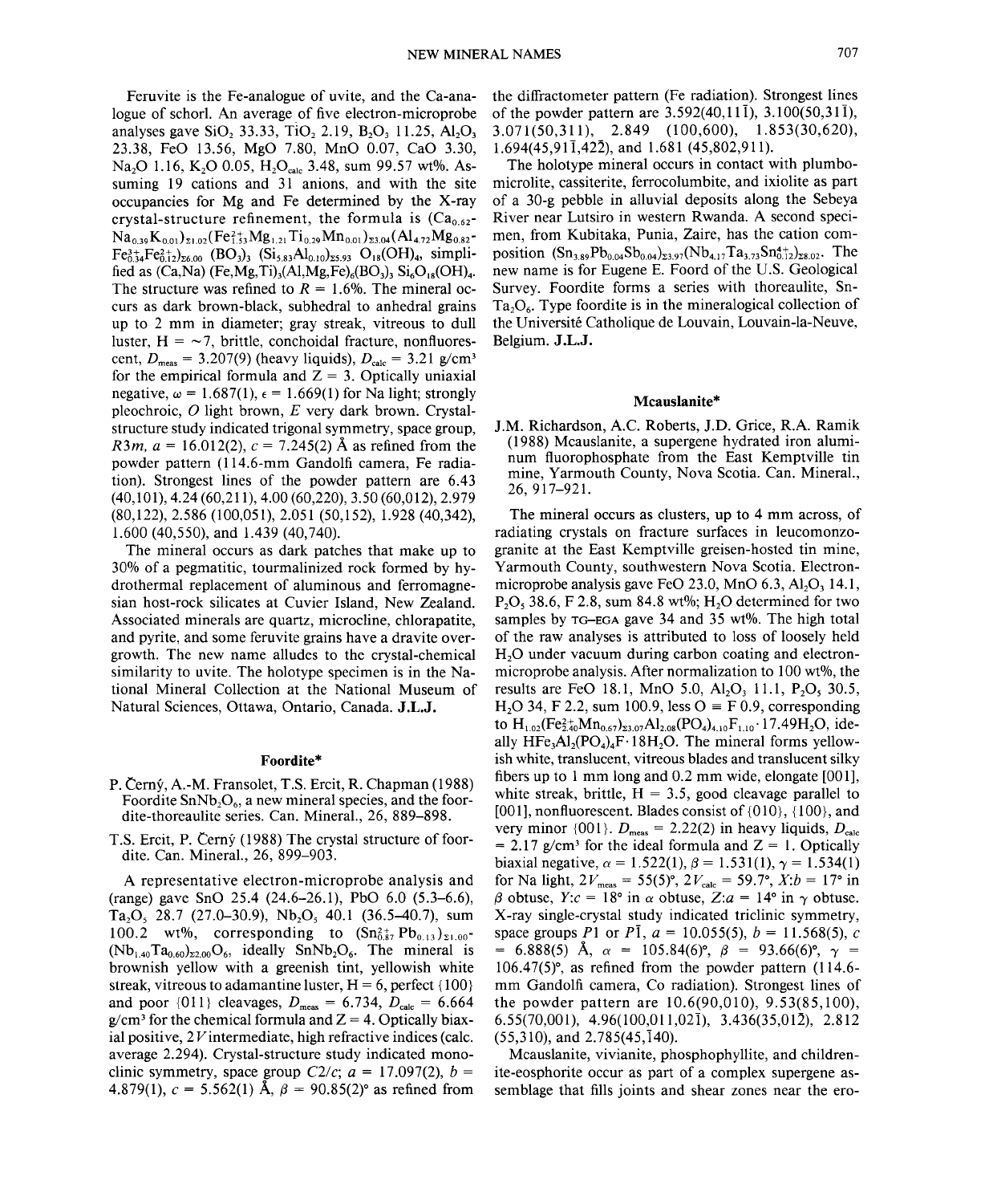Feruvite is the Fe-analogue of uvite, and the Ca-analogue of schorl. An average of five electron-microprobe analyses gave $SiO_2$ 33.33, $TiO_2$ 2.19, $B_2O_3$ 11.25, $Al_2O_3$ 23.38, FeO 13.56, MgO 7.80, MnO 0.07, CaO 3.30, $Na_2O$ 1.16, $K_2O$ 0.05, $H_2O_{calc}$ 3.48, sum 99.57 wt%. Assuming 19 cations and 31 anions, and with the site occupancies for Mg and Fe determined by the X-ray crystal-structure refinement, the formula is $(Ca_{0.62}Na_{0.39}K_{0.01})_{\Sigma 1.02}(Fe^{2+}_{1.53}Mg_{1.21}Ti_{0.29}Mn_{0.01})_{\Sigma 3.04}(Al_{4.72}Mg_{0.82}Fe^{3+}_{0.34}Fe^{2+}_{0.12})_{\Sigma 6.00}(BO_3)_3(Si_{5.83}Al_{0.10})_{\Sigma 5.93}O_{18}(OH)_4$, simplified as $(Ca,Na)(Fe,Mg,Ti)_3(Al,Mg,Fe)_6(BO_3)_3Si_6O_{18}(OH)_4$. The structure was refined to $R$ = 1.6%. The mineral occurs as dark brown-black, subhedral to anhedral grains up to 2 mm in diameter; gray streak, vitreous to dull luster, H = ~7, brittle, conchoidal fracture, nonfluorescent, $D_{meas}$ = 3.207(9) (heavy liquids), $D_{calc}$ = 3.21 g/cm³ for the empirical formula and Z = 3. Optically uniaxial negative, $\omega$ = 1.687(1), $\epsilon$ = 1.669(1) for Na light; strongly pleochroic, O light brown, E very dark brown. Crystal-structure study indicated trigonal symmetry, space group, $R3m$, $a$ = 16.012(2), $c$ = 7.245(2) Å as refined from the powder pattern (114.6-mm Gandolfi camera, Fe radiation). Strongest lines of the powder pattern are 6.43 (40,101), 4.24 (60,211), 4.00 (60,220), 3.50 (60,012), 2.979 (80,122), 2.586 (100,051), 2.051 (50,152), 1.928 (40,342), 1.600 (40,550), and 1.439 (40,740).

The mineral occurs as dark patches that make up to 30% of a pegmatitic, tourmalinized rock formed by hydrothermal replacement of aluminous and ferromagnesian host-rock silicates at Cuvier Island, New Zealand. Associated minerals are quartz, microcline, chlorapatite, and pyrite, and some feruvite grains have a dravite overgrowth. The new name alludes to the crystal-chemical similarity to uvite. The holotype specimen is in the National Mineral Collection at the National Museum of Natural Sciences, Ottawa, Ontario, Canada. **J.L.J.**

## Foordite*

P. Černý, A.-M. Fransolet, T.S. Ercit, R. Chapman (1988) Foordite $SnNb_2O_6$, a new mineral species, and the foordite-thoreaulite series. Can. Mineral., 26, 889–898.

T.S. Ercit, P. Černý (1988) The crystal structure of foordite. Can. Mineral., 26, 899–903.

A representative electron-microprobe analysis and (range) gave SnO 25.4 (24.6–26.1), PbO 6.0 (5.3–6.6), $Ta_2O_5$ 28.7 (27.0–30.9), $Nb_2O_5$ 40.1 (36.5–40.7), sum 100.2 wt%, corresponding to $(Sn^{2+}_{0.87}Pb_{0.13})_{\Sigma 1.00}(Nb_{1.40}Ta_{0.60})_{\Sigma 2.00}O_6$, ideally $SnNb_2O_6$. The mineral is brownish yellow with a greenish tint, yellowish white streak, vitreous to adamantine luster, H = 6, perfect {100} and poor {011} cleavages, $D_{meas}$ = 6.734, $D_{calc}$ = 6.664 g/cm³ for the chemical formula and Z = 4. Optically biaxial positive, 2$V$ intermediate, high refractive indices (calc. average 2.294). Crystal-structure study indicated monoclinic symmetry, space group $C2/c$; $a$ = 17.097(2), $b$ = 4.879(1), $c$ = 5.562(1) Å, $\beta$ = 90.85(2)° as refined from the diffractometer pattern (Fe radiation). Strongest lines of the powder pattern are 3.592(40,11$\bar{1}$), 3.100(50,31$\bar{1}$), 3.071(50,311), 2.849 (100,600), 1.853(30,620), 1.694(45,91$\bar{1}$,42$\bar{2}$), and 1.681 (45,802,911).

The holotype mineral occurs in contact with plumbomicrolite, cassiterite, ferrocolumbite, and ixiolite as part of a 30-g pebble in alluvial deposits along the Sebeya River near Lutsiro in western Rwanda. A second specimen, from Kubitaka, Punia, Zaire, has the cation composition $(Sn_{3.89}Pb_{0.04}Sb_{0.04})_{\Sigma 3.97}(Nb_{4.17}Ta_{3.73}Sn^{4+}_{0.12})_{\Sigma 8.02}$. The new name is for Eugene E. Foord of the U.S. Geological Survey. Foordite forms a series with thoreaulite, $SnTa_2O_6$. Type foordite is in the mineralogical collection of the Université Catholique de Louvain, Louvain-la-Neuve, Belgium. **J.L.J.**

## Mcauslanite*

J.M. Richardson, A.C. Roberts, J.D. Grice, R.A. Ramik (1988) Mcauslanite, a supergene hydrated iron aluminum fluorophosphate from the East Kemptville tin mine, Yarmouth County, Nova Scotia. Can. Mineral., 26, 917–921.

The mineral occurs as clusters, up to 4 mm across, of radiating crystals on fracture surfaces in leucomonzogranite at the East Kemptville greisen-hosted tin mine, Yarmouth County, southwestern Nova Scotia. Electron-microprobe analysis gave FeO 23.0, MnO 6.3, $Al_2O_3$ 14.1, $P_2O_5$ 38.6, F 2.8, sum 84.8 wt%; $H_2O$ determined for two samples by TG–EGA gave 34 and 35 wt%. The high total of the raw analyses is attributed to loss of loosely held $H_2O$ under vacuum during carbon coating and electron-microprobe analysis. After normalization to 100 wt%, the results are FeO 18.1, MnO 5.0, $Al_2O_3$ 11.1, $P_2O_5$ 30.5, $H_2O$ 34, F 2.2, sum 100.9, less O ≡ F 0.9, corresponding to $H_{1.02}(Fe^{2+}_{2.40}Mn_{0.67})_{\Sigma 3.07}Al_{2.08}(PO_4)_{4.10}F_{1.10}\cdot 17.49H_2O$, ideally $HFe_3Al_2(PO_4)_4F\cdot 18H_2O$. The mineral forms yellowish white, translucent, vitreous blades and translucent silky fibers up to 1 mm long and 0.2 mm wide, elongate [001], white streak, brittle, H = 3.5, good cleavage parallel to [001], nonfluorescent. Blades consist of {010}, {100}, and very minor {001}. $D_{meas}$ = 2.22(2) in heavy liquids, $D_{calc}$ = 2.17 g/cm³ for the ideal formula and Z = 1. Optically biaxial negative, $\alpha$ = 1.522(1), $\beta$ = 1.531(1), $\gamma$ = 1.534(1) for Na light, $2V_{meas}$ = 55(5)°, $2V_{calc}$ = 59.7°, $X{:}b$ = 17° in $\beta$ obtuse, $Y{:}c$ = 18° in $\alpha$ obtuse, $Z{:}a$ = 14° in $\gamma$ obtuse. X-ray single-crystal study indicated triclinic symmetry, space groups $P1$ or $P\bar{1}$, $a$ = 10.055(5), $b$ = 11.568(5), $c$ = 6.888(5) Å, $\alpha$ = 105.84(6)°, $\beta$ = 93.66(6)°, $\gamma$ = 106.47(5)°, as refined from the powder pattern (114.6-mm Gandolfi camera, Co radiation). Strongest lines of the powder pattern are 10.6(90,010), 9.53(85,100), 6.55(70,001), 4.96(100,011,02$\bar{1}$), 3.436(35,01$\bar{2}$), 2.812 (55,310), and 2.785(45,$\bar{1}$40).

Mcauslanite, vivianite, phosphophyllite, and childrenite-eosphorite occur as part of a complex supergene assemblage that fills joints and shear zones near the ero-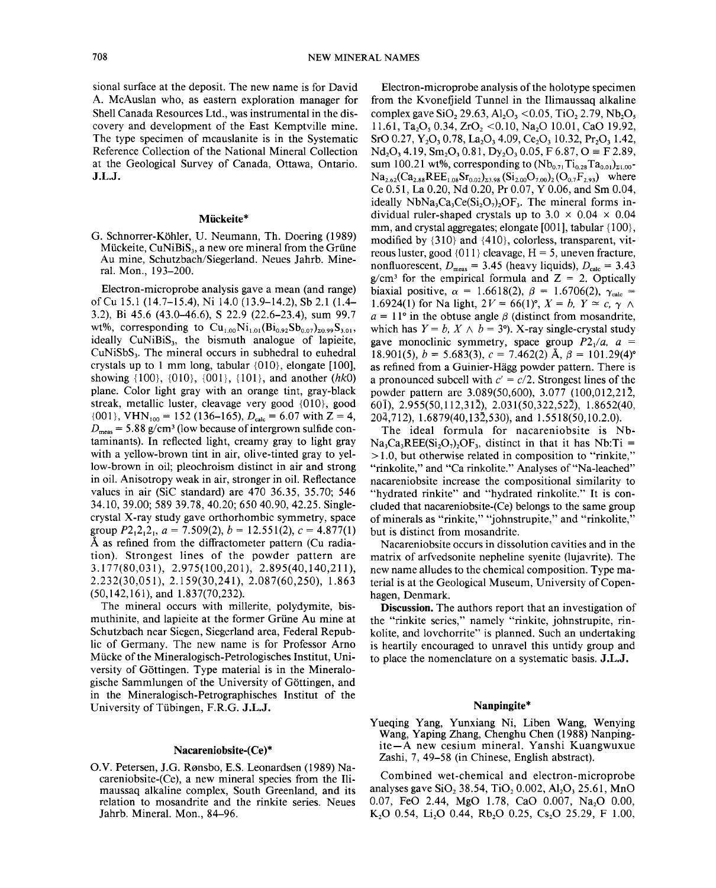sional surface at the deposit. The new name is for David A. McAuslan who, as eastern exploration manager for Shell Canada Resources Ltd., was instrumental in the discovery and development of the East Kemptville mine. The type specimen of mcauslanite is in the Systematic Reference Collection of the National Mineral Collection at the Geological Survey of Canada, Ottawa, Ontario. **J.L.J.**

## Mückeite*

G. Schnorrer-Köhler, U. Neumann, Th. Doering (1989) Mückeite, $CuNiBiS_3$, a new ore mineral from the Grüne Au mine, Schutzbach/Siegerland. Neues Jahrb. Mineral. Mon., 193–200.

Electron-microprobe analysis gave a mean (and range) of Cu 15.1 (14.7–15.4), Ni 14.0 (13.9–14.2), Sb 2.1 (1.4–3.2), Bi 45.6 (43.0–46.6), S 22.9 (22.6–23.4), sum 99.7 wt%, corresponding to $Cu_{1.00}Ni_{1.01}(Bi_{0.92}Sb_{0.07})_{\Sigma 0.99}S_{3.01}$, ideally $CuNiBiS_3$, the bismuth analogue of lapieite, $CuNiSbS_3$. The mineral occurs in subhedral to euhedral crystals up to 1 mm long, tabular {010}, elongate [100], showing {100}, {010}, {001}, {101}, and another (*hk*0) plane. Color light gray with an orange tint, gray-black streak, metallic luster, cleavage very good {010}, good {001}, $VHN_{100}$ = 152 (136–165), $D_{calc}$ = 6.07 with Z = 4, $D_{meas}$ = 5.88 g/cm³ (low because of intergrown sulfide contaminants). In reflected light, creamy gray to light gray with a yellow-brown tint in air, olive-tinted gray to yellow-brown in oil; pleochroism distinct in air and strong in oil. Anisotropy weak in air, stronger in oil. Reflectance values in air (SiC standard) are 470 36.35, 35.70; 546 34.10, 39.00; 589 39.78, 40.20; 650 40.90, 42.25. Single-crystal X-ray study gave orthorhombic symmetry, space group $P2_12_12_1$, *a* = 7.509(2), *b* = 12.551(2), *c* = 4.877(1) Å as refined from the diffractometer pattern (Cu radiation). Strongest lines of the powder pattern are 3.177(80,031), 2.975(100,201), 2.895(40,140,211), 2.232(30,051), 2.159(30,241), 2.087(60,250), 1.863 (50,142,161), and 1.837(70,232).

The mineral occurs with millerite, polydymite, bismuthinite, and lapieite at the former Grüne Au mine at Schutzbach near Siegen, Siegerland area, Federal Republic of Germany. The new name is for Professor Arno Mücke of the Mineralogisch-Petrologisches Institut, University of Göttingen. Type material is in the Mineralogische Sammlungen of the University of Göttingen, and in the Mineralogisch-Petrographisches Institut of the University of Tübingen, F.R.G. **J.L.J.**

## Nacareniobsite-(Ce)*

O.V. Petersen, J.G. Rønsbo, E.S. Leonardsen (1989) Nacareniobsite-(Ce), a new mineral species from the Ilimaussaq alkaline complex, South Greenland, and its relation to mosandrite and the rinkite series. Neues Jahrb. Mineral. Mon., 84–96.

Electron-microprobe analysis of the holotype specimen from the Kvanefjield Tunnel in the Ilimaussaq alkaline complex gave $SiO_2$ 29.63, $Al_2O_3$ <0.05, $TiO_2$ 2.79, $Nb_2O_5$ 11.61, $Ta_2O_5$ 0.34, $ZrO_2$ <0.10, $Na_2O$ 10.01, CaO 19.92, SrO 0.27, $Y_2O_3$ 0.78, $La_2O_3$ 4.09, $Ce_2O_3$ 10.32, $Pr_2O_3$ 1.42, $Nd_2O_3$ 4.19, $Sm_2O_3$ 0.81, $Dy_2O_3$ 0.05, F 6.87, O ≡ F 2.89, sum 100.21 wt%, corresponding to $(Nb_{0.71}Ti_{0.28}Ta_{0.01})_{\Sigma 1.00}Na_{2.62}(Ca_{2.88}REE_{1.08}Sr_{0.02})_{\Sigma 3.98}(Si_{2.00}O_{7.00})_2(O_{0.7}F_{2.93})$ where Ce 0.51, La 0.20, Nd 0.20, Pr 0.07, Y 0.06, and Sm 0.04, ideally $NbNa_3Ca_3Ce(Si_2O_7)_2OF_3$. The mineral forms individual ruler-shaped crystals up to 3.0 × 0.04 × 0.04 mm, and crystal aggregates; elongate [001], tabular {100}, modified by {310} and {410}, colorless, transparent, vitreous luster, good {011} cleavage, H = 5, uneven fracture, nonfluorescent, $D_{meas}$ = 3.45 (heavy liquids), $D_{calc}$ = 3.43 g/cm³ for the empirical formula and Z = 2. Optically biaxial positive, $\alpha$ = 1.6618(2), $\beta$ = 1.6706(2), $\gamma_{calc}$ = 1.6924(1) for Na light, 2*V* = 66(1)°, *X* = *b*, *Y* ≃ *c*, $\gamma \wedge a$ = 11° in the obtuse angle $\beta$ (distinct from mosandrite, which has *Y* = *b*, $X \wedge b$ = 3°). X-ray single-crystal study gave monoclinic symmetry, space group $P2_1/a$, *a* = 18.901(5), *b* = 5.683(3), *c* = 7.462(2) Å, $\beta$ = 101.29(4)° as refined from a Guinier-Hägg powder pattern. There is a pronounced subcell with *c′* = *c*/2. Strongest lines of the powder pattern are 3.089(50,600), 3.077 (100,012,21$\bar{2}$, 60$\bar{1}$), 2.955(50,112,31$\bar{2}$), 2.031(50,322,52$\bar{2}$), 1.8652(40, 20$\bar{4}$,712), 1.6879(40,13$\bar{2}$,530), and 1.5518(50,10.2.0).

The ideal formula for nacareniobsite is $NbNa_3Ca_3REE(Si_2O_7)_2OF_3$, distinct in that it has Nb:Ti = >1.0, but otherwise related in composition to "rinkite," "rinkolite," and "Ca rinkolite." Analyses of "Na-leached" nacareniobsite increase the compositional similarity to "hydrated rinkite" and "hydrated rinkolite." It is concluded that nacareniobsite-(Ce) belongs to the same group of minerals as "rinkite," "johnstrupite," and "rinkolite," but is distinct from mosandrite.

Nacareniobsite occurs in dissolution cavities and in the matrix of arfvedsonite nepheline syenite (lujavrite). The new name alludes to the chemical composition. Type material is at the Geological Museum, University of Copenhagen, Denmark.

**Discussion.** The authors report that an investigation of the "rinkite series," namely "rinkite, johnstrupite, rinkolite, and lovchorrite" is planned. Such an undertaking is heartily encouraged to unravel this untidy group and to place the nomenclature on a systematic basis. **J.L.J.**

## Nanpingite*

Yueqing Yang, Yunxiang Ni, Liben Wang, Wenying Wang, Yaping Zhang, Chenghu Chen (1988) Nanpingite—A new cesium mineral. Yanshi Kuangwuxue Zashi, 7, 49–58 (in Chinese, English abstract).

Combined wet-chemical and electron-microprobe analyses gave $SiO_2$ 38.54, $TiO_2$ 0.002, $Al_2O_3$ 25.61, MnO 0.07, FeO 2.44, MgO 1.78, CaO 0.007, $Na_2O$ 0.00, $K_2O$ 0.54, $Li_2O$ 0.44, $Rb_2O$ 0.25, $Cs_2O$ 25.29, F 1.00,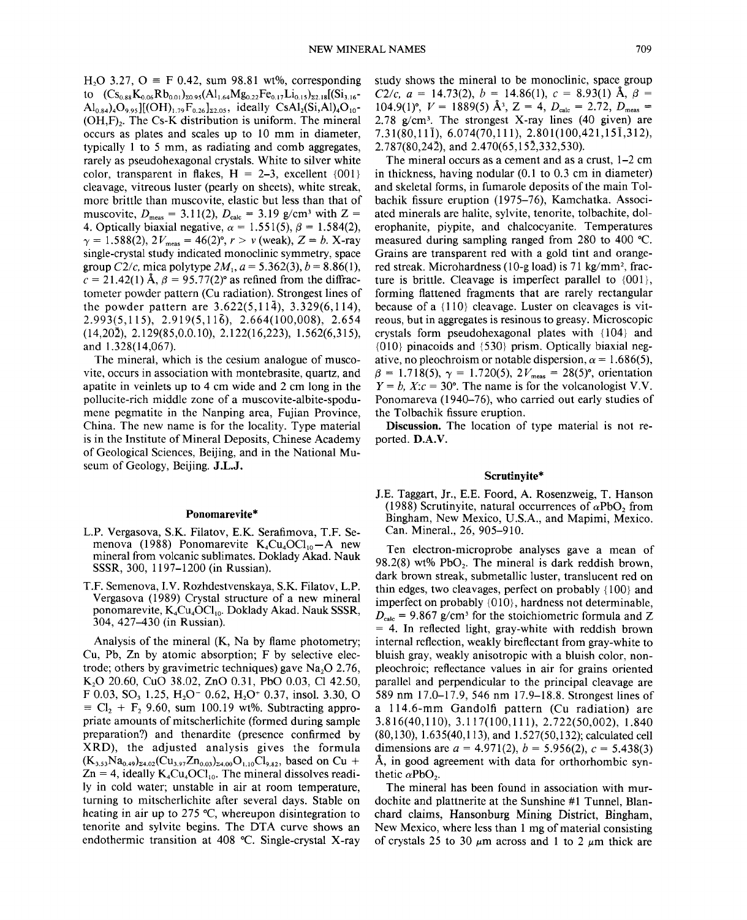$H_2O$ 3.27, O ≡ F 0.42, sum 98.81 wt%, corresponding to $(Cs_{0.88}K_{0.06}Rb_{0.01})_{\Sigma 0.95}(Al_{1.64}Mg_{0.22}Fe_{0.17}Li_{0.15})_{\Sigma 2.18}[(Si_{3.16}Al_{0.84})_4O_{9.95}][(OH)_{1.79}F_{0.26}]_{\Sigma 2.05}$, ideally $CsAl_2(Si,Al)_4O_{10}(OH,F)_2$. The Cs-K distribution is uniform. The mineral occurs as plates and scales up to 10 mm in diameter, typically 1 to 5 mm, as radiating and comb aggregates, rarely as pseudohexagonal crystals. White to silver white color, transparent in flakes, H = 2–3, excellent {001} cleavage, vitreous luster (pearly on sheets), white streak, more brittle than muscovite, elastic but less than that of muscovite, $D_{meas}$ = 3.11(2), $D_{calc}$ = 3.19 g/cm³ with Z = 4. Optically biaxial negative, α = 1.551(5), β = 1.584(2), γ = 1.588(2), $2V_{meas}$ = 46(2)°, r > v (weak), Z = b. X-ray single-crystal study indicated monoclinic symmetry, space group $C2/c$, mica polytype $2M_1$, a = 5.362(3), b = 8.86(1), c = 21.42(1) Å, β = 95.77(2)° as refined from the diffractometer powder pattern (Cu radiation). Strongest lines of the powder pattern are 3.622(5,11$\bar{4}$), 3.329(6,114), 2.993(5,115), 2.919(5,11$\bar{6}$), 2.664(100,008), 2.654 (14,20$\bar{2}$), 2.129(85,0.0.10), 2.122(16,223), 1.562(6,315), and 1.328(14,067).

The mineral, which is the cesium analogue of muscovite, occurs in association with montebrasite, quartz, and apatite in veinlets up to 4 cm wide and 2 cm long in the pollucite-rich middle zone of a muscovite-albite-spodumene pegmatite in the Nanping area, Fujian Province, China. The new name is for the locality. Type material is in the Institute of Mineral Deposits, Chinese Academy of Geological Sciences, Beijing, and in the National Museum of Geology, Beijing. **J.L.J.**

## Ponomarevite*

L.P. Vergasova, S.K. Filatov, E.K. Serafimova, T.F. Semenova (1988) Ponomarevite $K_4Cu_4OCl_{10}$—A new mineral from volcanic sublimates. Doklady Akad. Nauk SSSR, 300, 1197–1200 (in Russian).

T.F. Semenova, I.V. Rozhdestvenskaya, S.K. Filatov, L.P. Vergasova (1989) Crystal structure of a new mineral ponomarevite, $K_4Cu_4OCl_{10}$. Doklady Akad. Nauk SSSR, 304, 427–430 (in Russian).

Analysis of the mineral (K, Na by flame photometry; Cu, Pb, Zn by atomic absorption; F by selective electrode; others by gravimetric techniques) gave $Na_2O$ 2.76, $K_2O$ 20.60, CuO 38.02, ZnO 0.31, PbO 0.03, Cl 42.50, F 0.03, $SO_3$ 1.25, $H_2O^-$ 0.62, $H_2O^+$ 0.37, insol. 3.30, O ≡ $Cl_2$ + $F_2$ 9.60, sum 100.19 wt%. Subtracting appropriate amounts of mitscherlichite (formed during sample preparation?) and thenardite (presence confirmed by XRD), the adjusted analysis gives the formula $(K_{3.53}Na_{0.49})_{\Sigma 4.02}(Cu_{3.97}Zn_{0.03})_{\Sigma 4.00}O_{1.10}Cl_{9.82}$, based on Cu + Zn = 4, ideally $K_4Cu_4OCl_{10}$. The mineral dissolves readily in cold water; unstable in air at room temperature, turning to mitscherlichite after several days. Stable on heating in air up to 275 °C, whereupon disintegration to tenorite and sylvite begins. The DTA curve shows an endothermic transition at 408 °C. Single-crystal X-ray study shows the mineral to be monoclinic, space group $C2/c$, a = 14.73(2), b = 14.86(1), c = 8.93(1) Å, β = 104.9(1)°, V = 1889(5) Å³, Z = 4, $D_{calc}$ = 2.72, $D_{meas}$ = 2.78 g/cm³. The strongest X-ray lines (40 given) are 7.31(80,11$\bar{1}$), 6.074(70,111), 2.801(100,421,15$\bar{1}$,312), 2.787(80,24$\bar{2}$), and 2.470(65,15$\bar{2}$,332,530).

The mineral occurs as a cement and as a crust, 1–2 cm in thickness, having nodular (0.1 to 0.3 cm in diameter) and skeletal forms, in fumarole deposits of the main Tolbachik fissure eruption (1975–76), Kamchatka. Associated minerals are halite, sylvite, tenorite, tolbachite, dolerophanite, piypite, and chalcocyanite. Temperatures measured during sampling ranged from 280 to 400 °C. Grains are transparent red with a gold tint and orange-red streak. Microhardness (10-g load) is 71 kg/mm², fracture is brittle. Cleavage is imperfect parallel to {001}, forming flattened fragments that are rarely rectangular because of a {110} cleavage. Luster on cleavages is vitreous, but in aggregates is resinous to greasy. Microscopic crystals form pseudohexagonal plates with {104} and {010} pinacoids and {530} prism. Optically biaxial negative, no pleochroism or notable dispersion, α = 1.686(5), β = 1.718(5), γ = 1.720(5), $2V_{meas}$ = 28(5)°, orientation Y = b, X:c = 30°. The name is for the volcanologist V.V. Ponomareva (1940–76), who carried out early studies of the Tolbachik fissure eruption.

**Discussion.** The location of type material is not reported. **D.A.V.**

## Scrutinyite*

J.E. Taggart, Jr., E.E. Foord, A. Rosenzweig, T. Hanson (1988) Scrutinyite, natural occurrences of $\alpha PbO_2$ from Bingham, New Mexico, U.S.A., and Mapimi, Mexico. Can. Mineral., 26, 905–910.

Ten electron-microprobe analyses gave a mean of 98.2(8) wt% $PbO_2$. The mineral is dark reddish brown, dark brown streak, submetallic luster, translucent red on thin edges, two cleavages, perfect on probably {100} and imperfect on probably {010}, hardness not determinable, $D_{calc}$ = 9.867 g/cm³ for the stoichiometric formula and Z = 4. In reflected light, gray-white with reddish brown internal reflection, weakly bireflectant from gray-white to bluish gray, weakly anisotropic with a bluish color, nonpleochroic; reflectance values in air for grains oriented parallel and perpendicular to the principal cleavage are 589 nm 17.0–17.9, 546 nm 17.9–18.8. Strongest lines of a 114.6-mm Gandolfi pattern (Cu radiation) are 3.816(40,110), 3.117(100,111), 2.722(50,002), 1.840 (80,130), 1.635(40,113), and 1.527(50,132); calculated cell dimensions are a = 4.971(2), b = 5.956(2), c = 5.438(3) Å, in good agreement with data for orthorhombic synthetic $\alpha PbO_2$.

The mineral has been found in association with murdochite and plattnerite at the Sunshine #1 Tunnel, Blanchard claims, Hansonburg Mining District, Bingham, New Mexico, where less than 1 mg of material consisting of crystals 25 to 30 μm across and 1 to 2 μm thick are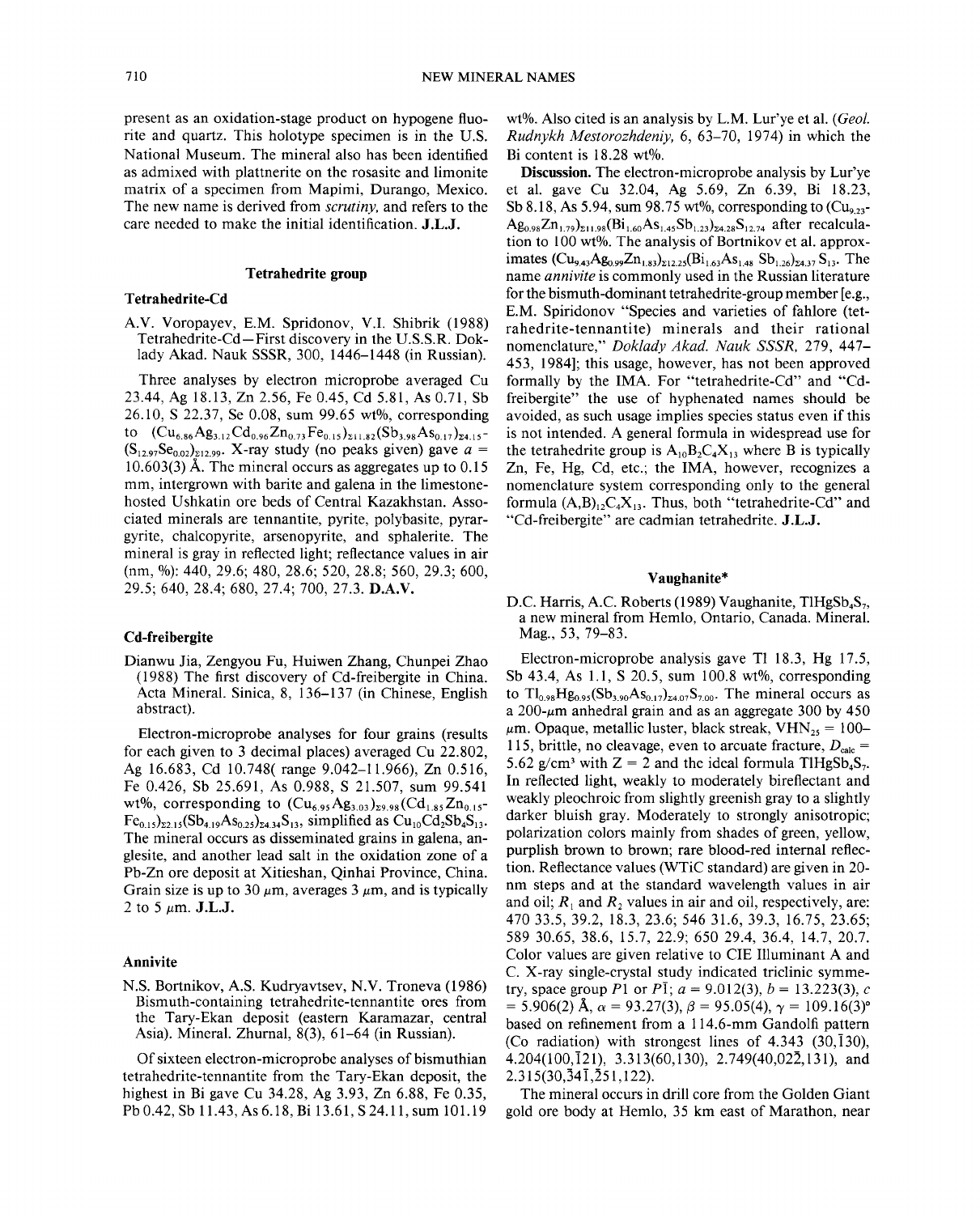present as an oxidation-stage product on hypogene fluorite and quartz. This holotype specimen is in the U.S. National Museum. The mineral also has been identified as admixed with plattnerite on the rosasite and limonite matrix of a specimen from Mapimi, Durango, Mexico. The new name is derived from *scrutiny*, and refers to the care needed to make the initial identification. **J.L.J.**

## Tetrahedrite group

### Tetrahedrite-Cd

A.V. Voropayev, E.M. Spridonov, V.I. Shibrik (1988) Tetrahedrite-Cd—First discovery in the U.S.S.R. Doklady Akad. Nauk SSSR, 300, 1446–1448 (in Russian).

Three analyses by electron microprobe averaged Cu 23.44, Ag 18.13, Zn 2.56, Fe 0.45, Cd 5.81, As 0.71, Sb 26.10, S 22.37, Se 0.08, sum 99.65 wt%, corresponding to $(Cu_{6.86}Ag_{3.12}Cd_{0.96}Zn_{0.73}Fe_{0.15})_{\Sigma 11.82}(Sb_{3.98}As_{0.17})_{\Sigma 4.15}(S_{12.97}Se_{0.02})_{\Sigma 12.99}$. X-ray study (no peaks given) gave $a$ = 10.603(3) Å. The mineral occurs as aggregates up to 0.15 mm, intergrown with barite and galena in the limestone-hosted Ushkatin ore beds of Central Kazakhstan. Associated minerals are tennantite, pyrite, polybasite, pyrargyrite, chalcopyrite, arsenopyrite, and sphalerite. The mineral is gray in reflected light; reflectance values in air (nm, %): 440, 29.6; 480, 28.6; 520, 28.8; 560, 29.3; 600, 29.5; 640, 28.4; 680, 27.4; 700, 27.3. **D.A.V.**

### Cd-freibergite

Dianwu Jia, Zengyou Fu, Huiwen Zhang, Chunpei Zhao (1988) The first discovery of Cd-freibergite in China. Acta Mineral. Sinica, 8, 136–137 (in Chinese, English abstract).

Electron-microprobe analyses for four grains (results for each given to 3 decimal places) averaged Cu 22.802, Ag 16.683, Cd 10.748( range 9.042–11.966), Zn 0.516, Fe 0.426, Sb 25.691, As 0.988, S 21.507, sum 99.541 wt%, corresponding to $(Cu_{6.95}Ag_{3.03})_{\Sigma 9.98}(Cd_{1.85}Zn_{0.15}Fe_{0.15})_{\Sigma 2.15}(Sb_{4.19}As_{0.25})_{\Sigma 4.34}S_{13}$, simplified as $Cu_{10}Cd_2Sb_4S_{13}$. The mineral occurs as disseminated grains in galena, anglesite, and another lead salt in the oxidation zone of a Pb-Zn ore deposit at Xitieshan, Qinhai Province, China. Grain size is up to 30 μm, averages 3 μm, and is typically 2 to 5 μm. **J.L.J.**

### Annivite

N.S. Bortnikov, A.S. Kudryavtsev, N.V. Troneva (1986) Bismuth-containing tetrahedrite-tennantite ores from the Tary-Ekan deposit (eastern Karamazar, central Asia). Mineral. Zhurnal, 8(3), 61–64 (in Russian).

Of sixteen electron-microprobe analyses of bismuthian tetrahedrite-tennantite from the Tary-Ekan deposit, the highest in Bi gave Cu 34.28, Ag 3.93, Zn 6.88, Fe 0.35, Pb 0.42, Sb 11.43, As 6.18, Bi 13.61, S 24.11, sum 101.19 wt%. Also cited is an analysis by L.M. Lur'ye et al. (*Geol. Rudnykh Mestorozhdeniy*, 6, 63–70, 1974) in which the Bi content is 18.28 wt%.

**Discussion.** The electron-microprobe analysis by Lur'ye et al. gave Cu 32.04, Ag 5.69, Zn 6.39, Bi 18.23, Sb 8.18, As 5.94, sum 98.75 wt%, corresponding to $(Cu_{9.23}Ag_{0.98}Zn_{1.79})_{\Sigma 11.98}(Bi_{1.60}As_{1.45}Sb_{1.23})_{\Sigma 4.28}S_{12.74}$ after recalculation to 100 wt%. The analysis of Bortnikov et al. approximates $(Cu_{9.43}Ag_{0.99}Zn_{1.83})_{\Sigma 12.25}(Bi_{1.63}As_{1.48}Sb_{1.26})_{\Sigma 4.37}S_{13}$. The name *annivite* is commonly used in the Russian literature for the bismuth-dominant tetrahedrite-group member [e.g., E.M. Spiridonov "Species and varieties of fahlore (tetrahedrite-tennantite) minerals and their rational nomenclature," *Doklady Akad. Nauk SSSR*, 279, 447–453, 1984]; this usage, however, has not been approved formally by the IMA. For "tetrahedrite-Cd" and "Cd-freibergite" the use of hyphenated names should be avoided, as such usage implies species status even if this is not intended. A general formula in widespread use for the tetrahedrite group is $A_{10}B_2C_4X_{13}$ where B is typically Zn, Fe, Hg, Cd, etc.; the IMA, however, recognizes a nomenclature system corresponding only to the general formula $(A,B)_{12}C_4X_{13}$. Thus, both "tetrahedrite-Cd" and "Cd-freibergite" are cadmian tetrahedrite. **J.L.J.**

## Vaughanite*

D.C. Harris, A.C. Roberts (1989) Vaughanite, $TlHgSb_4S_7$, a new mineral from Hemlo, Ontario, Canada. Mineral. Mag., 53, 79–83.

Electron-microprobe analysis gave Tl 18.3, Hg 17.5, Sb 43.4, As 1.1, S 20.5, sum 100.8 wt%, corresponding to $Tl_{0.98}Hg_{0.95}(Sb_{3.90}As_{0.17})_{\Sigma 4.07}S_{7.00}$. The mineral occurs as a 200-μm anhedral grain and as an aggregate 300 by 450 μm. Opaque, metallic luster, black streak, $VHN_{25}$ = 100–115, brittle, no cleavage, even to arcuate fracture, $D_{calc}$ = 5.62 g/cm³ with Z = 2 and the ideal formula $TlHgSb_4S_7$. In reflected light, weakly to moderately bireflectant and weakly pleochroic from slightly greenish gray to a slightly darker bluish gray. Moderately to strongly anisotropic; polarization colors mainly from shades of green, yellow, purplish brown to brown; rare blood-red internal reflection. Reflectance values (WTiC standard) are given in 20-nm steps and at the standard wavelength values in air and oil; $R_1$ and $R_2$ values in air and oil, respectively, are: 470 33.5, 39.2, 18.3, 23.6; 546 31.6, 39.3, 16.75, 23.65; 589 30.65, 38.6, 15.7, 22.9; 650 29.4, 36.4, 14.7, 20.7. Color values are given relative to CIE Illuminant A and C. X-ray single-crystal study indicated triclinic symmetry, space group $P1$ or $P\bar{1}$; $a$ = 9.012(3), $b$ = 13.223(3), $c$ = 5.906(2) Å, $\alpha$ = 93.27(3), $\beta$ = 95.05(4), $\gamma$ = 109.16(3)° based on refinement from a 114.6-mm Gandolfi pattern (Co radiation) with strongest lines of 4.343 (30,$\bar{1}$30), 4.204(100,$\bar{1}$21), 3.313(60,130), 2.749(40,02$\bar{2}$,131), and 2.315(30,$\bar{3}$4$\bar{1}$,$\bar{2}$51,122).

The mineral occurs in drill core from the Golden Giant gold ore body at Hemlo, 35 km east of Marathon, near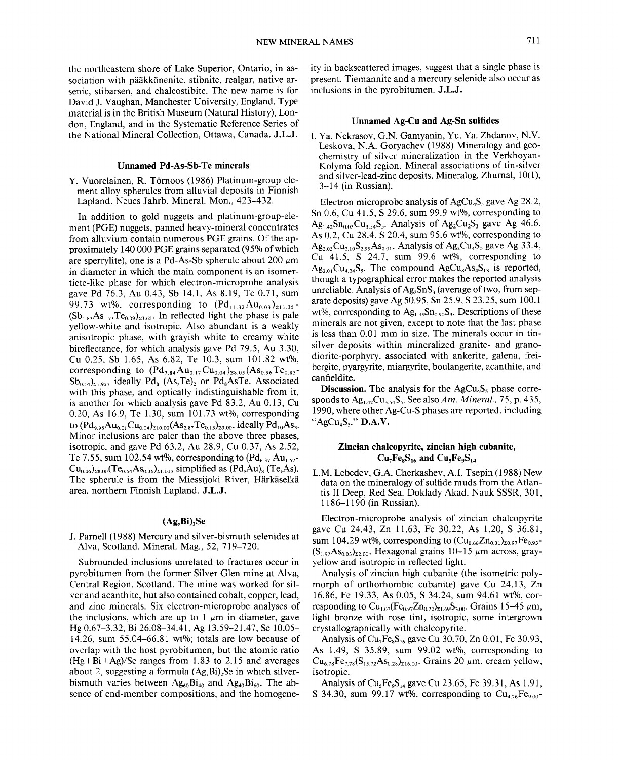the northeastern shore of Lake Superior, Ontario, in association with pääkkönenite, stibnite, realgar, native arsenic, stibarsen, and chalcostibite. The new name is for David J. Vaughan, Manchester University, England. Type material is in the British Museum (Natural History), London, England, and in the Systematic Reference Series of the National Mineral Collection, Ottawa, Canada. **J.L.J.**

### Unnamed Pd-As-Sb-Te minerals

Y. Vuorelainen, R. Törnoos (1986) Platinum-group element alloy spherules from alluvial deposits in Finnish Lapland. Neues Jahrb. Mineral. Mon., 423–432.

In addition to gold nuggets and platinum-group-element (PGE) nuggets, panned heavy-mineral concentrates from alluvium contain numerous PGE grains. Of the approximately 140 000 PGE grains separated (95% of which are sperrylite), one is a Pd-As-Sb spherule about 200 μm in diameter in which the main component is an isomertiete-like phase for which electron-microprobe analysis gave Pd 76.3, Au 0.43, Sb 14.1, As 8.19, Te 0.71, sum 99.73 wt%, corresponding to $(Pd_{11.32}Au_{0.03})_{\Sigma 11.35}$-$(Sb_{1.83}As_{1.73}Te_{0.09})_{\Sigma 3.65}$. In reflected light the phase is pale yellow-white and isotropic. Also abundant is a weakly anisotropic phase, with grayish white to creamy white bireflectance, for which analysis gave Pd 79.5, Au 3.30, Cu 0.25, Sb 1.65, As 6.82, Te 10.3, sum 101.82 wt%, corresponding to $(Pd_{7.84}Au_{0.17}Cu_{0.04})_{\Sigma 8.05}(As_{0.96}Te_{0.85}$-$Sb_{0.14})_{\Sigma 1.95}$, ideally $Pd_8(As,Te)_2$ or $Pd_8AsTe$. Associated with this phase, and optically indistinguishable from it, is another for which analysis gave Pd 83.2, Au 0.13, Cu 0.20, As 16.9, Te 1.30, sum 101.73 wt%, corresponding to $(Pd_{9.95}Au_{0.01}Cu_{0.04})_{\Sigma 10.00}(As_{2.87}Te_{0.13})_{\Sigma 3.00}$, ideally $Pd_{10}As_3$. Minor inclusions are paler than the above three phases, isotropic, and gave Pd 63.2, Au 28.9, Cu 0.37, As 2.52, Te 7.55, sum 102.54 wt%, corresponding to $(Pd_{6.37}Au_{1.57}$-$Cu_{0.06})_{\Sigma 8.00}(Te_{0.64}As_{0.36})_{\Sigma 1.00}$, simplified as $(Pd,Au)_8(Te,As)$. The spherule is from the Miessijoki River, Härkäselkä area, northern Finnish Lapland. **J.L.J.**

### $(Ag,Bi)_2Se$

J. Parnell (1988) Mercury and silver-bismuth selenides at Alva, Scotland. Mineral. Mag., 52, 719–720.

Subrounded inclusions unrelated to fractures occur in pyrobitumen from the former Silver Glen mine at Alva, Central Region, Scotland. The mine was worked for silver and acanthite, but also contained cobalt, copper, lead, and zinc minerals. Six electron-microprobe analyses of the inclusions, which are up to 1 μm in diameter, gave Hg 0.67–3.32, Bi 26.08–34.41, Ag 13.59–21.47, Se 10.05–14.26, sum 55.04–66.81 wt%; totals are low because of overlap with the host pyrobitumen, but the atomic ratio (Hg+Bi+Ag)/Se ranges from 1.83 to 2.15 and averages about 2, suggesting a formula $(Ag,Bi)_2Se$ in which silver-bismuth varies between $Ag_{60}Bi_{40}$ and $Ag_{40}Bi_{60}$. The absence of end-member compositions, and the homogeneity in backscattered images, suggest that a single phase is present. Tiemannite and a mercury selenide also occur as inclusions in the pyrobitumen. **J.L.J.**

### Unnamed Ag-Cu and Ag-Sn sulfides

I. Ya. Nekrasov, G.N. Gamyanin, Yu. Ya. Zhdanov, N.V. Leskova, N.A. Goryachev (1988) Mineralogy and geochemistry of silver mineralization in the Verkhoyan-Kolyma fold region. Mineral associations of tin-silver and silver-lead-zinc deposits. Mineralog. Zhurnal, 10(1), 3–14 (in Russian).

Electron microprobe analysis of $AgCu_4S_5$ gave Ag 28.2, Sn 0.6, Cu 41.5, S 29.6, sum 99.9 wt%, corresponding to $Ag_{1.42}Sn_{0.03}Cu_{3.54}S_5$. Analysis of $Ag_2Cu_2S_3$ gave Ag 46.6, As 0.2, Cu 28.4, S 20.4, sum 95.6 wt%, corresponding to $Ag_{2.03}Cu_{2.10}S_{2.99}As_{0.01}$. Analysis of $Ag_2Cu_4S_5$ gave Ag 33.4, Cu 41.5, S 24.7, sum 99.6 wt%, corresponding to $Ag_{2.01}Cu_{4.24}S_5$. The compound $AgCu_8As_4S_{13}$ is reported, though a typographical error makes the reported analysis unreliable. Analysis of $Ag_2SnS_3$ (average of two, from separate deposits) gave Ag 50.95, Sn 25.9, S 23.25, sum 100.1 wt%, corresponding to $Ag_{1.95}Sn_{0.90}S_3$. Descriptions of these minerals are not given, except to note that the last phase is less than 0.01 mm in size. The minerals occur in tin-silver deposits within mineralized granite- and granodiorite-porphyry, associated with ankerite, galena, freibergite, pyargyrite, miargyrite, boulangerite, acanthite, and canfieldite.

**Discussion.** The analysis for the $AgCu_4S_5$ phase corresponds to $Ag_{1.42}Cu_{3.54}S_5$. See also *Am. Mineral.*, 75, p. 435, 1990, where other Ag-Cu-S phases are reported, including "$AgCu_4S_5$." **D.A.V.**

### Zincian chalcopyrite, zincian high cubanite, $Cu_7Fe_8S_{16}$ and $Cu_5Fe_9S_{14}$

L.M. Lebedev, G.A. Cherkashev, A.I. Tsepin (1988) New data on the mineralogy of sulfide muds from the Atlantis II Deep, Red Sea. Doklady Akad. Nauk SSSR, 301, 1186–1190 (in Russian).

Electron-microprobe analysis of zincian chalcopyrite gave Cu 24.43, Zn 11.63, Fe 30.22, As 1.20, S 36.81, sum 104.29 wt%, corresponding to $(Cu_{0.66}Zn_{0.31})_{\Sigma 0.97}Fe_{0.93}$-$(S_{1.97}As_{0.03})_{\Sigma 2.00}$. Hexagonal grains 10–15 μm across, gray-yellow and isotropic in reflected light.

Analysis of zincian high cubanite (the isometric polymorph of orthorhombic cubanite) gave Cu 24.13, Zn 16.86, Fe 19.33, As 0.05, S 34.24, sum 94.61 wt%, corresponding to $Cu_{1.07}(Fe_{0.97}Zn_{0.72})_{\Sigma 1.69}S_{3.00}$. Grains 15–45 μm, light bronze with rose tint, isotropic, some intergrown crystallographically with chalcopyrite.

Analysis of $Cu_7Fe_8S_{16}$ gave Cu 30.70, Zn 0.01, Fe 30.93, As 1.49, S 35.89, sum 99.02 wt%, corresponding to $Cu_{6.78}Fe_{7.78}(S_{15.72}As_{0.28})_{\Sigma 16.00}$. Grains 20 μm, cream yellow, isotropic.

Analysis of $Cu_5Fe_9S_{14}$ gave Cu 23.65, Fe 39.31, As 1.91, S 34.30, sum 99.17 wt%, corresponding to $Cu_{4.76}Fe_{9.00}$-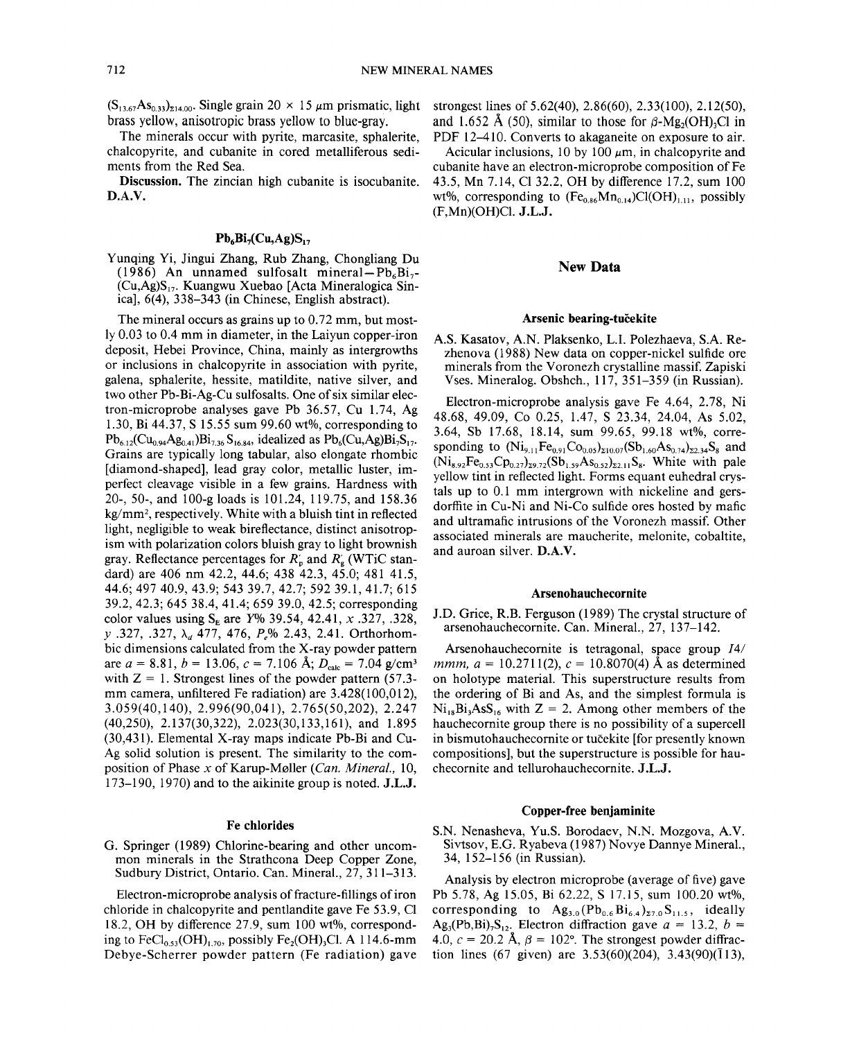$(S_{13.67}As_{0.33})_{\Sigma 14.00}$. Single grain 20 × 15 μm prismatic, light brass yellow, anisotropic brass yellow to blue-gray.

The minerals occur with pyrite, marcasite, sphalerite, chalcopyrite, and cubanite in cored metalliferous sediments from the Red Sea.

**Discussion.** The zincian high cubanite is isocubanite. **D.A.V.**

### $Pb_6Bi_7(Cu,Ag)S_{17}$

Yunqing Yi, Jingui Zhang, Rub Zhang, Chongliang Du (1986) An unnamed sulfosalt mineral—$Pb_6Bi_7(Cu,Ag)S_{17}$. Kuangwu Xuebao [Acta Mineralogica Sinica], 6(4), 338–343 (in Chinese, English abstract).

The mineral occurs as grains up to 0.72 mm, but mostly 0.03 to 0.4 mm in diameter, in the Laiyun copper-iron deposit, Hebei Province, China, mainly as intergrowths or inclusions in chalcopyrite in association with pyrite, galena, sphalerite, hessite, matildite, native silver, and two other Pb-Bi-Ag-Cu sulfosalts. One of six similar electron-microprobe analyses gave Pb 36.57, Cu 1.74, Ag 1.30, Bi 44.37, S 15.55 sum 99.60 wt%, corresponding to $Pb_{6.12}(Cu_{0.94}Ag_{0.41})Bi_{7.36}S_{16.84}$, idealized as $Pb_6(Cu,Ag)Bi_7S_{17}$. Grains are typically long tabular, also elongate rhombic [diamond-shaped], lead gray color, metallic luster, imperfect cleavage visible in a few grains. Hardness with 20-, 50-, and 100-g loads is 101.24, 119.75, and 158.36 kg/mm², respectively. White with a bluish tint in reflected light, negligible to weak bireflectance, distinct anisotropism with polarization colors bluish gray to light brownish gray. Reflectance percentages for $R_p'$ and $R_g'$ (WTiC standard) are 406 nm 42.2, 44.6; 438 42.3, 45.0; 481 41.5, 44.6; 497 40.9, 43.9; 543 39.7, 42.7; 592 39.1, 41.7; 615 39.2, 42.3; 645 38.4, 41.4; 659 39.0, 42.5; corresponding color values using $S_E$ are Y% 39.54, 42.41, $x$ .327, .328, $y$ .327, .327, $\lambda_d$ 477, 476, $P_e$% 2.43, 2.41. Orthorhombic dimensions calculated from the X-ray powder pattern are $a$ = 8.81, $b$ = 13.06, $c$ = 7.106 Å; $D_{calc}$ = 7.04 g/cm³ with Z = 1. Strongest lines of the powder pattern (57.3-mm camera, unfiltered Fe radiation) are 3.428(100,012), 3.059(40,140), 2.996(90,041), 2.765(50,202), 2.247 (40,250), 2.137(30,322), 2.023(30,133,161), and 1.895 (30,431). Elemental X-ray maps indicate Pb-Bi and Cu-Ag solid solution is present. The similarity to the composition of Phase $x$ of Karup-Møller (*Can. Mineral.*, 10, 173–190, 1970) and to the aikinite group is noted. **J.L.J.**

### Fe chlorides

G. Springer (1989) Chlorine-bearing and other uncommon minerals in the Strathcona Deep Copper Zone, Sudbury District, Ontario. Can. Mineral., 27, 311–313.

Electron-microprobe analysis of fracture-fillings of iron chloride in chalcopyrite and pentlandite gave Fe 53.9, Cl 18.2, OH by difference 27.9, sum 100 wt%, corresponding to $FeCl_{0.53}(OH)_{1.70}$, possibly $Fe_2(OH)_3Cl$. A 114.6-mm Debye-Scherrer powder pattern (Fe radiation) gave strongest lines of 5.62(40), 2.86(60), 2.33(100), 2.12(50), and 1.652 Å (50), similar to those for $\beta$-$Mg_2(OH)_3Cl$ in PDF 12–410. Converts to akaganeite on exposure to air.

Acicular inclusions, 10 by 100 μm, in chalcopyrite and cubanite have an electron-microprobe composition of Fe 43.5, Mn 7.14, Cl 32.2, OH by difference 17.2, sum 100 wt%, corresponding to $(Fe_{0.86}Mn_{0.14})Cl(OH)_{1.11}$, possibly (F,Mn)(OH)Cl. **J.L.J.**

## New Data

### Arsenic bearing-tučekite

A.S. Kasatov, A.N. Plaksenko, L.I. Polezhaeva, S.A. Rezhenova (1988) New data on copper-nickel sulfide ore minerals from the Voronezh crystalline massif. Zapiski Vses. Mineralog. Obshch., 117, 351–359 (in Russian).

Electron-microprobe analysis gave Fe 4.64, 2.78, Ni 48.68, 49.09, Co 0.25, 1.47, S 23.34, 24.04, As 5.02, 3.64, Sb 17.68, 18.14, sum 99.65, 99.18 wt%, corresponding to $(Ni_{9.11}Fe_{0.91}Co_{0.05})_{\Sigma 10.07}(Sb_{1.60}As_{0.74})_{\Sigma 2.34}S_8$ and $(Ni_{8.92}Fe_{0.53}Cp_{0.27})_{\Sigma 9.72}(Sb_{1.59}As_{0.52})_{\Sigma 2.11}S_8$. White with pale yellow tint in reflected light. Forms equant euhedral crystals up to 0.1 mm intergrown with nickeline and gersdorffite in Cu-Ni and Ni-Co sulfide ores hosted by mafic and ultramafic intrusions of the Voronezh massif. Other associated minerals are maucherite, melonite, cobaltite, and auroan silver. **D.A.V.**

### Arsenohauchecornite

J.D. Grice, R.B. Ferguson (1989) The crystal structure of arsenohauchecornite. Can. Mineral., 27, 137–142.

Arsenohauchecornite is tetragonal, space group $I4/mmm$, $a$ = 10.2711(2), $c$ = 10.8070(4) Å as determined on holotype material. This superstructure results from the ordering of Bi and As, and the simplest formula is $Ni_{18}Bi_3AsS_{16}$ with Z = 2. Among other members of the hauchecornite group there is no possibility of a supercell in bismutohauchecornite or tučekite [for presently known compositions], but the superstructure is possible for hauchecornite and tellurohauchecornite. **J.L.J.**

### Copper-free benjaminite

S.N. Nenasheva, Yu.S. Borodaev, N.N. Mozgova, A.V. Sivtsov, E.G. Ryabeva (1987) Novye Dannye Mineral., 34, 152–156 (in Russian).

Analysis by electron microprobe (average of five) gave Pb 5.78, Ag 15.05, Bi 62.22, S 17.15, sum 100.20 wt%, corresponding to $Ag_{3.0}(Pb_{0.6}Bi_{6.4})_{\Sigma 7.0}S_{11.5}$, ideally $Ag_3(Pb,Bi)_7S_{12}$. Electron diffraction gave $a$ = 13.2, $b$ = 4.0, $c$ = 20.2 Å, $\beta$ = 102°. The strongest powder diffraction lines (67 given) are 3.53(60)(204), 3.43(90)($\bar{1}$13),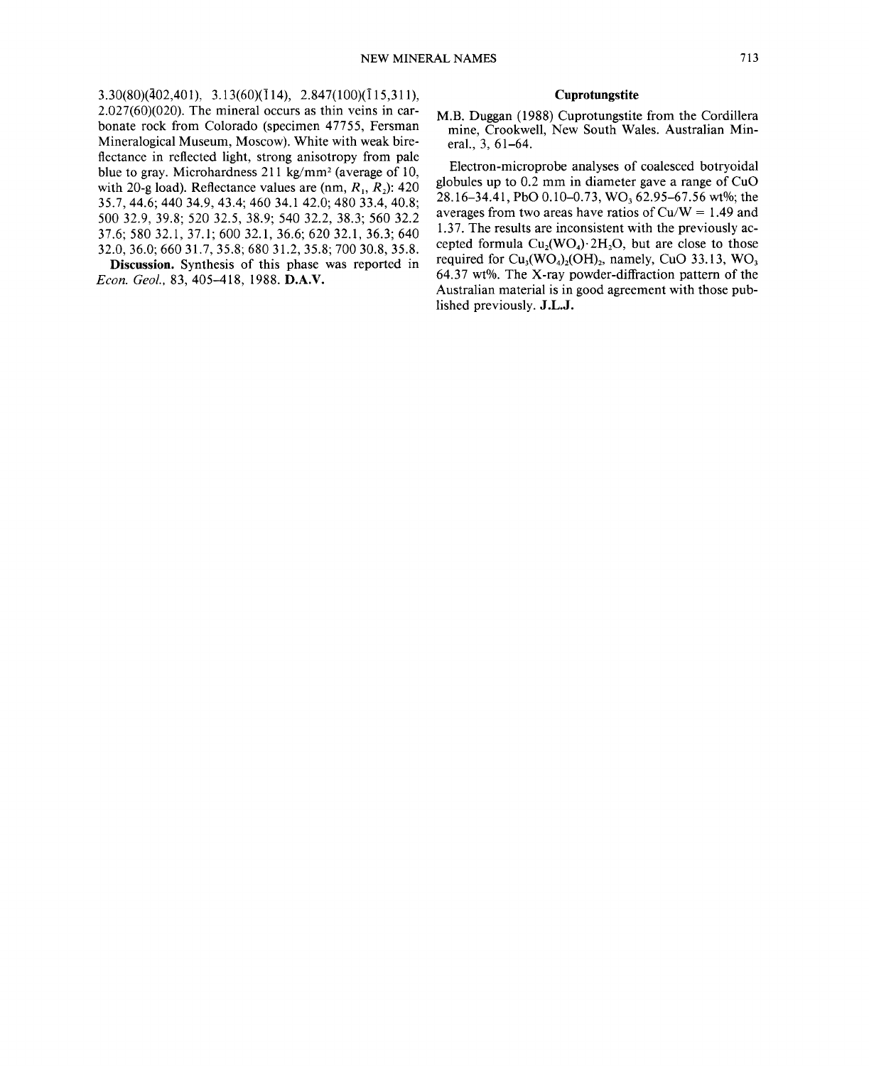3.30(80)($\bar{4}$02,401), 3.13(60)($\bar{1}$14), 2.847(100)($\bar{1}$15,311), 2.027(60)(020). The mineral occurs as thin veins in carbonate rock from Colorado (specimen 47755, Fersman Mineralogical Museum, Moscow). White with weak bireflectance in reflected light, strong anisotropy from pale blue to gray. Microhardness 211 kg/mm$^2$ (average of 10, with 20-g load). Reflectance values are (nm, $R_1$, $R_2$): 420 35.7, 44.6; 440 34.9, 43.4; 460 34.1 42.0; 480 33.4, 40.8; 500 32.9, 39.8; 520 32.5, 38.9; 540 32.2, 38.3; 560 32.2 37.6; 580 32.1, 37.1; 600 32.1, 36.6; 620 32.1, 36.3; 640 32.0, 36.0; 660 31.7, 35.8; 680 31.2, 35.8; 700 30.8, 35.8.

**Discussion.** Synthesis of this phase was reported in *Econ. Geol.*, 83, 405–418, 1988. **D.A.V.**

## Cuprotungstite

M.B. Duggan (1988) Cuprotungstite from the Cordillera mine, Crookwell, New South Wales. Australian Mineral., 3, 61–64.

Electron-microprobe analyses of coalesced botryoidal globules up to 0.2 mm in diameter gave a range of CuO 28.16–34.41, PbO 0.10–0.73, $WO_3$ 62.95–67.56 wt%; the averages from two areas have ratios of Cu/W = 1.49 and 1.37. The results are inconsistent with the previously accepted formula $Cu_2(WO_4) \cdot 2H_2O$, but are close to those required for $Cu_3(WO_4)_2(OH)_2$, namely, CuO 33.13, $WO_3$ 64.37 wt%. The X-ray powder-diffraction pattern of the Australian material is in good agreement with those published previously. **J.L.J.**